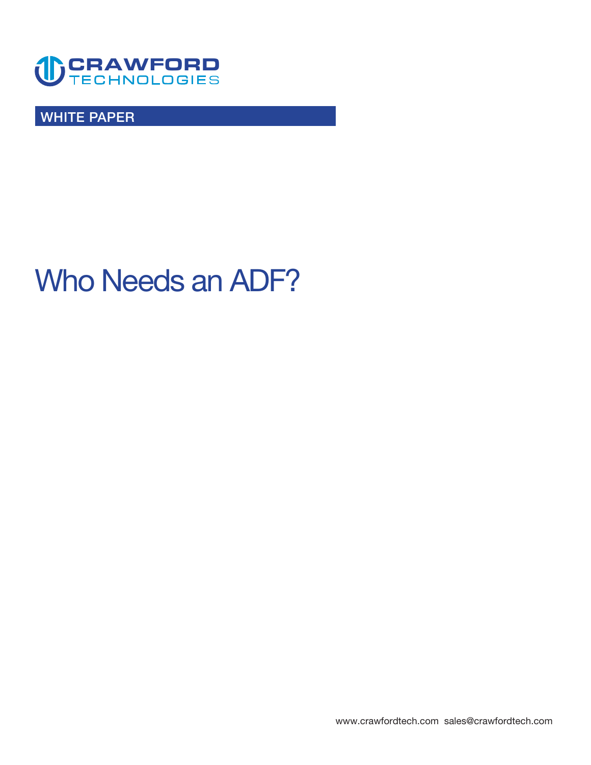CRAWFORD TECHNOLOGIES

WHITE PAPER

# Who Needs an ADF?

www.crawfordtech.com sales@crawfordtech.com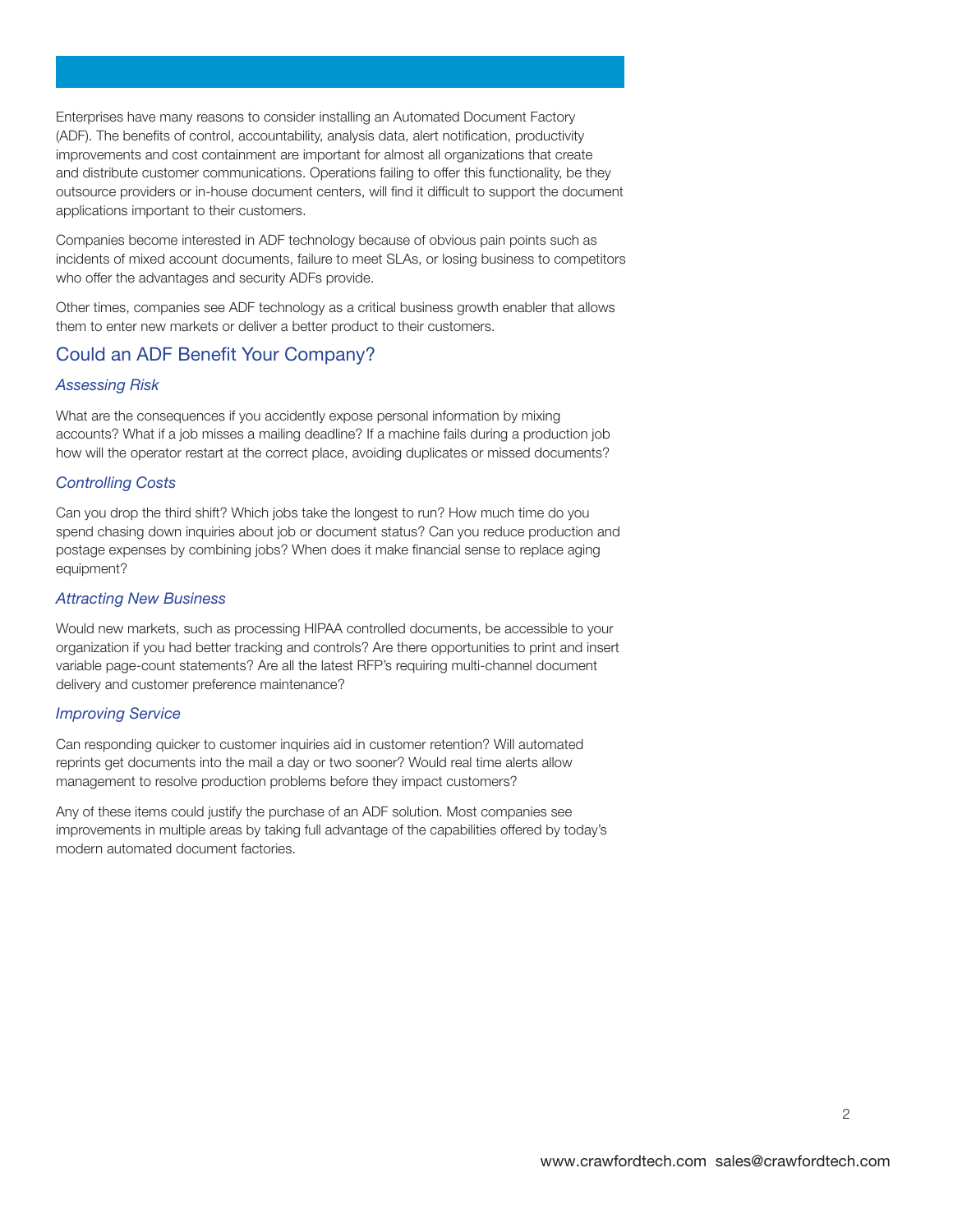Enterprises have many reasons to consider installing an Automated Document Factory (ADF). The benefits of control, accountability, analysis data, alert notification, productivity improvements and cost containment are important for almost all organizations that create and distribute customer communications. Operations failing to offer this functionality, be they outsource providers or in-house document centers, will find it difficult to support the document applications important to their customers.

Companies become interested in ADF technology because of obvious pain points such as incidents of mixed account documents, failure to meet SLAs, or losing business to competitors who offer the advantages and security ADFs provide.

Other times, companies see ADF technology as a critical business growth enabler that allows them to enter new markets or deliver a better product to their customers.

## Could an ADF Benefit Your Company?

### *Assessing Risk*

What are the consequences if you accidently expose personal information by mixing accounts? What if a job misses a mailing deadline? If a machine fails during a production job how will the operator restart at the correct place, avoiding duplicates or missed documents?

### *Controlling Costs*

Can you drop the third shift? Which jobs take the longest to run? How much time do you spend chasing down inquiries about job or document status? Can you reduce production and postage expenses by combining jobs? When does it make financial sense to replace aging equipment?

### *Attracting New Business*

Would new markets, such as processing HIPAA controlled documents, be accessible to your organization if you had better tracking and controls? Are there opportunities to print and insert variable page-count statements? Are all the latest RFP's requiring multi-channel document delivery and customer preference maintenance?

### *Improving Service*

Can responding quicker to customer inquiries aid in customer retention? Will automated reprints get documents into the mail a day or two sooner? Would real time alerts allow management to resolve production problems before they impact customers?

Any of these items could justify the purchase of an ADF solution. Most companies see improvements in multiple areas by taking full advantage of the capabilities offered by today's modern automated document factories.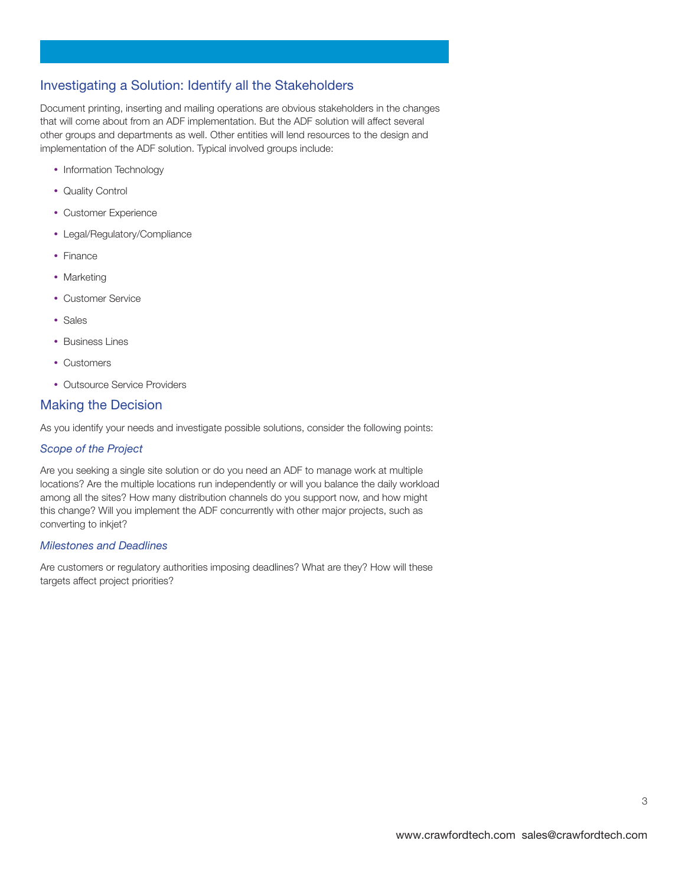## Investigating a Solution: Identify all the Stakeholders

Document printing, inserting and mailing operations are obvious stakeholders in the changes that will come about from an ADF implementation. But the ADF solution will affect several other groups and departments as well. Other entities will lend resources to the design and implementation of the ADF solution. Typical involved groups include:

- Information Technology
- Quality Control
- Customer Experience
- Legal/Regulatory/Compliance
- Finance
- Marketing
- Customer Service
- Sales
- Business Lines
- Customers
- Outsource Service Providers

## Making the Decision

As you identify your needs and investigate possible solutions, consider the following points:

### *Scope of the Project*

Are you seeking a single site solution or do you need an ADF to manage work at multiple locations? Are the multiple locations run independently or will you balance the daily workload among all the sites? How many distribution channels do you support now, and how might this change? Will you implement the ADF concurrently with other major projects, such as converting to inkjet?

### *Milestones and Deadlines*

Are customers or regulatory authorities imposing deadlines? What are they? How will these targets affect project priorities?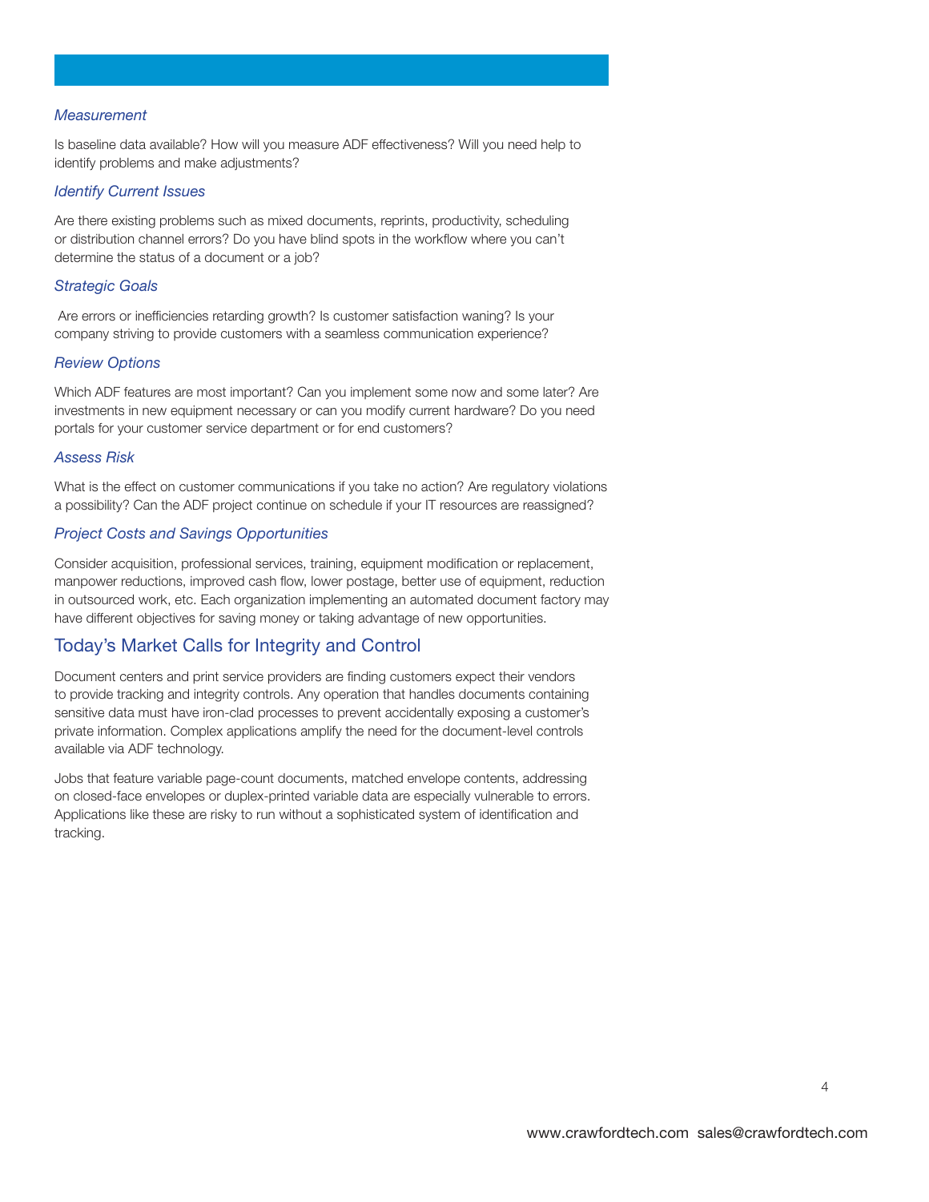*Measurement*

Is baseline data available? How will you measure ADF effectiveness? Will you need help to identify problems and make adjustments?

*Identify Current Issues*

Are there existing problems such as mixed documents, reprints, productivity, scheduling or distribution channel errors? Do you have blind spots in the workflow where you can't determine the status of a document or a job?

*Strategic Goals*

Are errors or inefficiencies retarding growth? Is customer satisfaction waning? Is your company striving to provide customers with a seamless communication experience?

*Review Options*

Which ADF features are most important? Can you implement some now and some later? Are investments in new equipment necessary or can you modify current hardware? Do you need portals for your customer service department or for end customers?

*Assess Risk*

What is the effect on customer communications if you take no action? Are regulatory violations a possibility? Can the ADF project continue on schedule if your IT resources are reassigned?

*Project Costs and Savings Opportunities*

Consider acquisition, professional services, training, equipment modification or replacement, manpower reductions, improved cash flow, lower postage, better use of equipment, reduction in outsourced work, etc. Each organization implementing an automated document factory may have different objectives for saving money or taking advantage of new opportunities.

## Today's Market Calls for Integrity and Control

Document centers and print service providers are finding customers expect their vendors to provide tracking and integrity controls. Any operation that handles documents containing sensitive data must have iron-clad processes to prevent accidentally exposing a customer's private information. Complex applications amplify the need for the document-level controls available via ADF technology.

Jobs that feature variable page-count documents, matched envelope contents, addressing on closed-face envelopes or duplex-printed variable data are especially vulnerable to errors. Applications like these are risky to run without a sophisticated system of identification and tracking.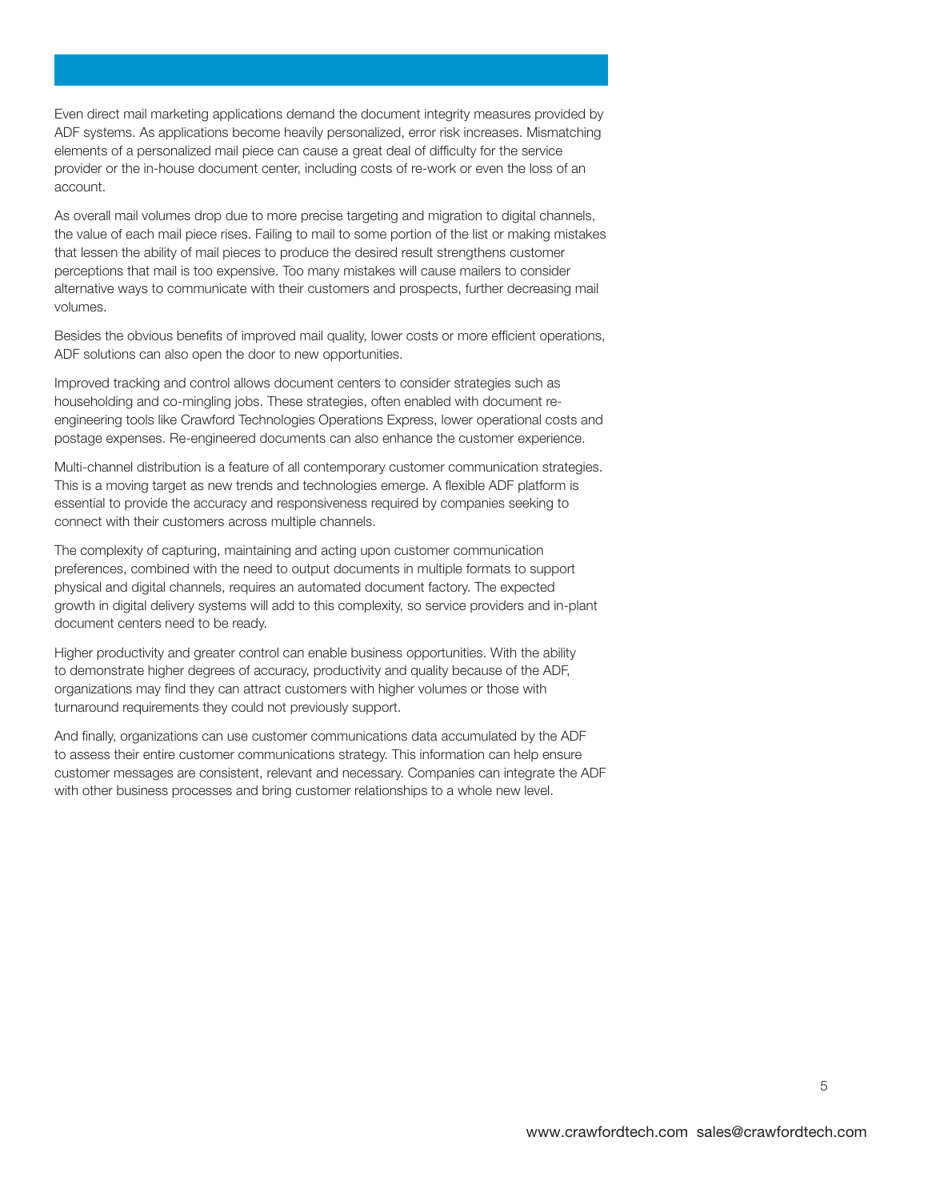Even direct mail marketing applications demand the document integrity measures provided by ADF systems. As applications become heavily personalized, error risk increases. Mismatching elements of a personalized mail piece can cause a great deal of difficulty for the service provider or the in-house document center, including costs of re-work or even the loss of an account.

As overall mail volumes drop due to more precise targeting and migration to digital channels, the value of each mail piece rises. Failing to mail to some portion of the list or making mistakes that lessen the ability of mail pieces to produce the desired result strengthens customer perceptions that mail is too expensive. Too many mistakes will cause mailers to consider alternative ways to communicate with their customers and prospects, further decreasing mail volumes.

Besides the obvious benefits of improved mail quality, lower costs or more efficient operations, ADF solutions can also open the door to new opportunities.

Improved tracking and control allows document centers to consider strategies such as householding and co-mingling jobs. These strategies, often enabled with document re-engineering tools like Crawford Technologies Operations Express, lower operational costs and postage expenses. Re-engineered documents can also enhance the customer experience.

Multi-channel distribution is a feature of all contemporary customer communication strategies. This is a moving target as new trends and technologies emerge. A flexible ADF platform is essential to provide the accuracy and responsiveness required by companies seeking to connect with their customers across multiple channels.

The complexity of capturing, maintaining and acting upon customer communication preferences, combined with the need to output documents in multiple formats to support physical and digital channels, requires an automated document factory. The expected growth in digital delivery systems will add to this complexity, so service providers and in-plant document centers need to be ready.

Higher productivity and greater control can enable business opportunities. With the ability to demonstrate higher degrees of accuracy, productivity and quality because of the ADF, organizations may find they can attract customers with higher volumes or those with turnaround requirements they could not previously support.

And finally, organizations can use customer communications data accumulated by the ADF to assess their entire customer communications strategy. This information can help ensure customer messages are consistent, relevant and necessary. Companies can integrate the ADF with other business processes and bring customer relationships to a whole new level.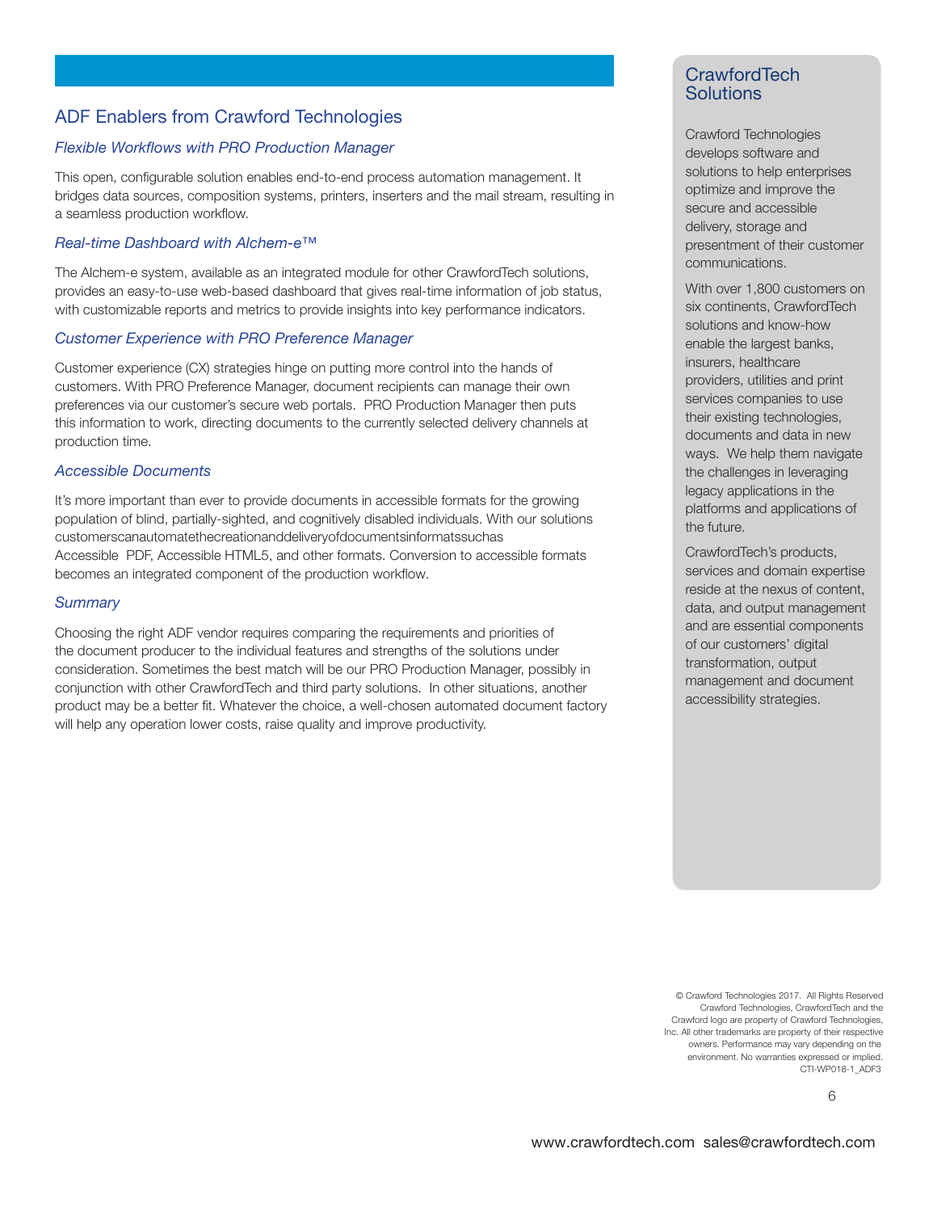## ADF Enablers from Crawford Technologies

### *Flexible Workflows with PRO Production Manager*

This open, configurable solution enables end-to-end process automation management. It bridges data sources, composition systems, printers, inserters and the mail stream, resulting in a seamless production workflow.

### *Real-time Dashboard with Alchem-e™*

The Alchem-e system, available as an integrated module for other CrawfordTech solutions, provides an easy-to-use web-based dashboard that gives real-time information of job status, with customizable reports and metrics to provide insights into key performance indicators.

### *Customer Experience with PRO Preference Manager*

Customer experience (CX) strategies hinge on putting more control into the hands of customers. With PRO Preference Manager, document recipients can manage their own preferences via our customer's secure web portals. PRO Production Manager then puts this information to work, directing documents to the currently selected delivery channels at production time.

### *Accessible Documents*

It's more important than ever to provide documents in accessible formats for the growing population of blind, partially-sighted, and cognitively disabled individuals. With our solutions customerscanautomatethecreationanddeliveryofdocumentsinformatssuchas Accessible PDF, Accessible HTML5, and other formats. Conversion to accessible formats becomes an integrated component of the production workflow.

### *Summary*

Choosing the right ADF vendor requires comparing the requirements and priorities of the document producer to the individual features and strengths of the solutions under consideration. Sometimes the best match will be our PRO Production Manager, possibly in conjunction with other CrawfordTech and third party solutions. In other situations, another product may be a better fit. Whatever the choice, a well-chosen automated document factory will help any operation lower costs, raise quality and improve productivity.

## CrawfordTech Solutions

Crawford Technologies develops software and solutions to help enterprises optimize and improve the secure and accessible delivery, storage and presentment of their customer communications.

With over 1,800 customers on six continents, CrawfordTech solutions and know-how enable the largest banks, insurers, healthcare providers, utilities and print services companies to use their existing technologies, documents and data in new ways. We help them navigate the challenges in leveraging legacy applications in the platforms and applications of the future.

CrawfordTech's products, services and domain expertise reside at the nexus of content, data, and output management and are essential components of our customers' digital transformation, output management and document accessibility strategies.

© Crawford Technologies 2017. All Rights Reserved
Crawford Technologies, CrawfordTech and the Crawford logo are property of Crawford Technologies, Inc. All other trademarks are property of their respective owners. Performance may vary depending on the environment. No warranties expressed or implied.
CTI-WP018-1_ADF3

www.crawfordtech.com sales@crawfordtech.com